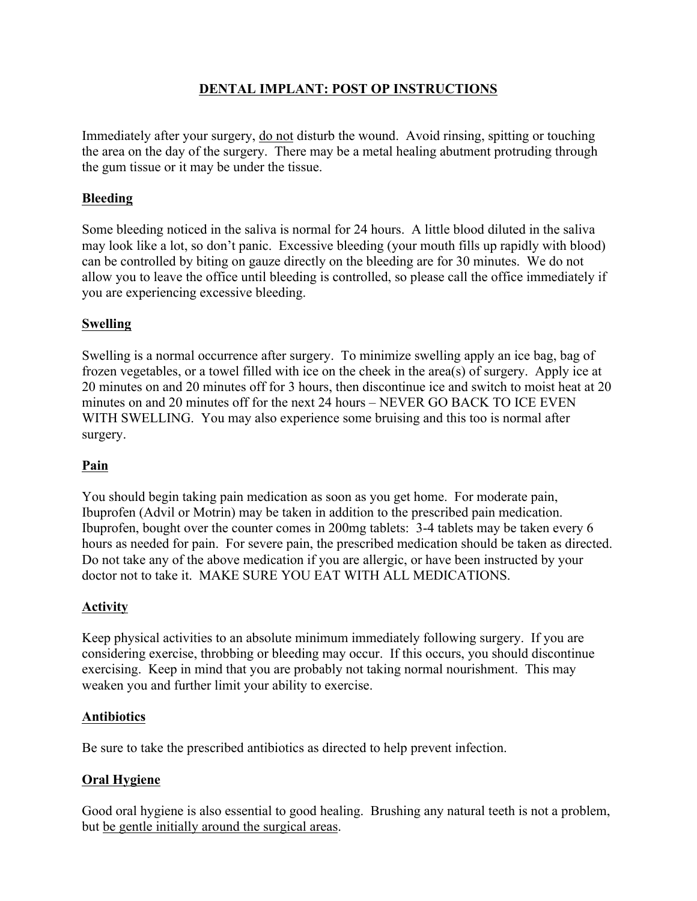# DENTAL IMPLANT: POST OP INSTRUCTIONS

Immediately after your surgery, <u>do not</u> disturb the wound. Avoid rinsing, spitting or touching the area on the day of the surgery. There may be a metal healing abutment protruding through the gum tissue or it may be under the tissue.

## Bleeding

Some bleeding noticed in the saliva is normal for 24 hours. A little blood diluted in the saliva may look like a lot, so don't panic. Excessive bleeding (your mouth fills up rapidly with blood) can be controlled by biting on gauze directly on the bleeding are for 30 minutes. We do not allow you to leave the office until bleeding is controlled, so please call the office immediately if you are experiencing excessive bleeding.

## Swelling

Swelling is a normal occurrence after surgery. To minimize swelling apply an ice bag, bag of frozen vegetables, or a towel filled with ice on the cheek in the area(s) of surgery. Apply ice at 20 minutes on and 20 minutes off for 3 hours, then discontinue ice and switch to moist heat at 20 minutes on and 20 minutes off for the next 24 hours – NEVER GO BACK TO ICE EVEN WITH SWELLING. You may also experience some bruising and this too is normal after surgery.

## Pain

You should begin taking pain medication as soon as you get home. For moderate pain, Ibuprofen (Advil or Motrin) may be taken in addition to the prescribed pain medication. Ibuprofen, bought over the counter comes in 200mg tablets: 3-4 tablets may be taken every 6 hours as needed for pain. For severe pain, the prescribed medication should be taken as directed. Do not take any of the above medication if you are allergic, or have been instructed by your doctor not to take it. MAKE SURE YOU EAT WITH ALL MEDICATIONS.

## Activity

Keep physical activities to an absolute minimum immediately following surgery. If you are considering exercise, throbbing or bleeding may occur. If this occurs, you should discontinue exercising. Keep in mind that you are probably not taking normal nourishment. This may weaken you and further limit your ability to exercise.

## Antibiotics

Be sure to take the prescribed antibiotics as directed to help prevent infection.

## Oral Hygiene

Good oral hygiene is also essential to good healing. Brushing any natural teeth is not a problem, but <u>be gentle initially around the surgical areas</u>.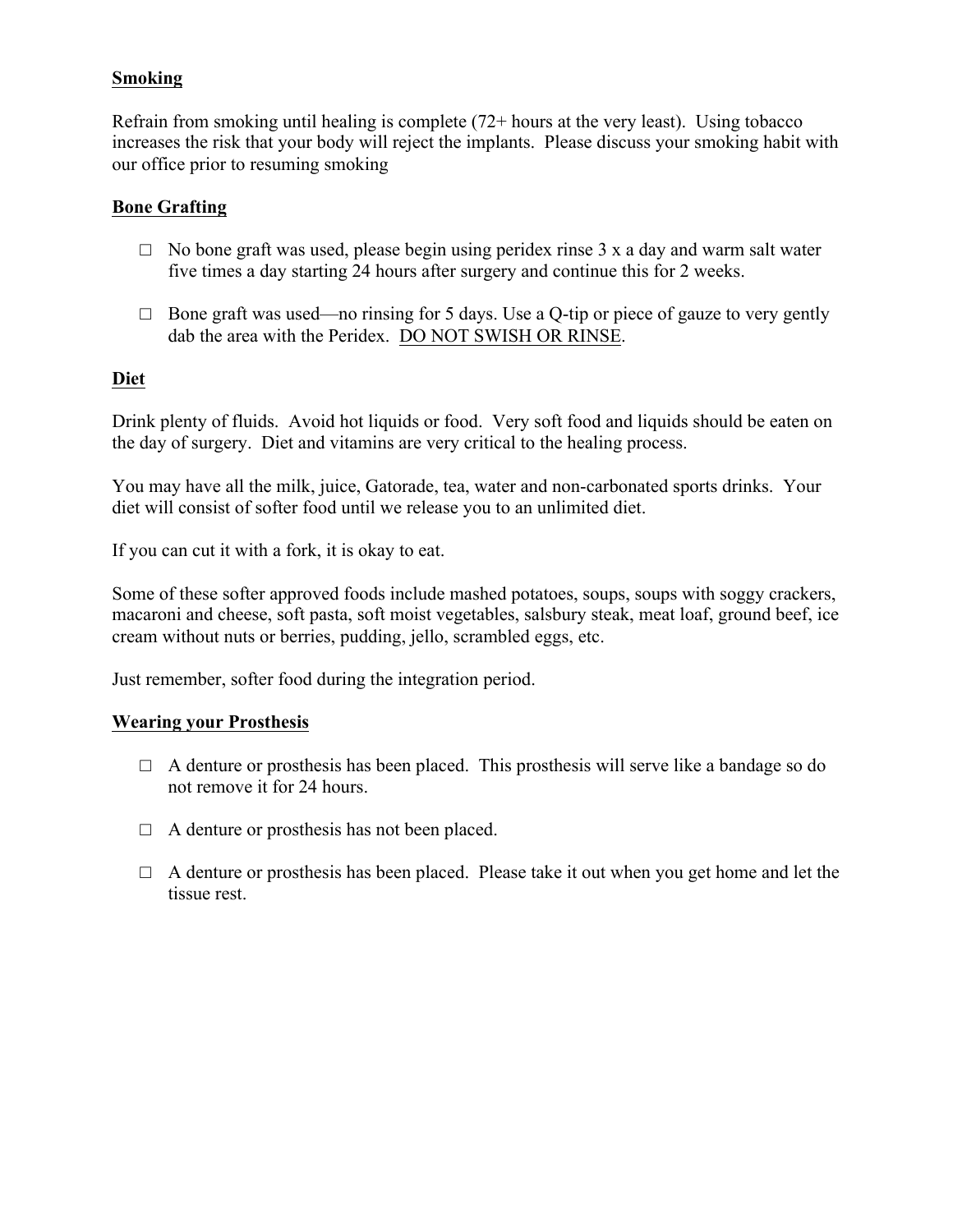**Smoking**

Refrain from smoking until healing is complete (72+ hours at the very least). Using tobacco increases the risk that your body will reject the implants. Please discuss your smoking habit with our office prior to resuming smoking

**Bone Grafting**

- □ No bone graft was used, please begin using peridex rinse 3 x a day and warm salt water five times a day starting 24 hours after surgery and continue this for 2 weeks.

- □ Bone graft was used—no rinsing for 5 days. Use a Q-tip or piece of gauze to very gently dab the area with the Peridex. <u>DO NOT SWISH OR RINSE</u>.

**Diet**

Drink plenty of fluids. Avoid hot liquids or food. Very soft food and liquids should be eaten on the day of surgery. Diet and vitamins are very critical to the healing process.

You may have all the milk, juice, Gatorade, tea, water and non-carbonated sports drinks. Your diet will consist of softer food until we release you to an unlimited diet.

If you can cut it with a fork, it is okay to eat.

Some of these softer approved foods include mashed potatoes, soups, soups with soggy crackers, macaroni and cheese, soft pasta, soft moist vegetables, salsbury steak, meat loaf, ground beef, ice cream without nuts or berries, pudding, jello, scrambled eggs, etc.

Just remember, softer food during the integration period.

**Wearing your Prosthesis**

- □ A denture or prosthesis has been placed. This prosthesis will serve like a bandage so do not remove it for 24 hours.

- □ A denture or prosthesis has not been placed.

- □ A denture or prosthesis has been placed. Please take it out when you get home and let the tissue rest.